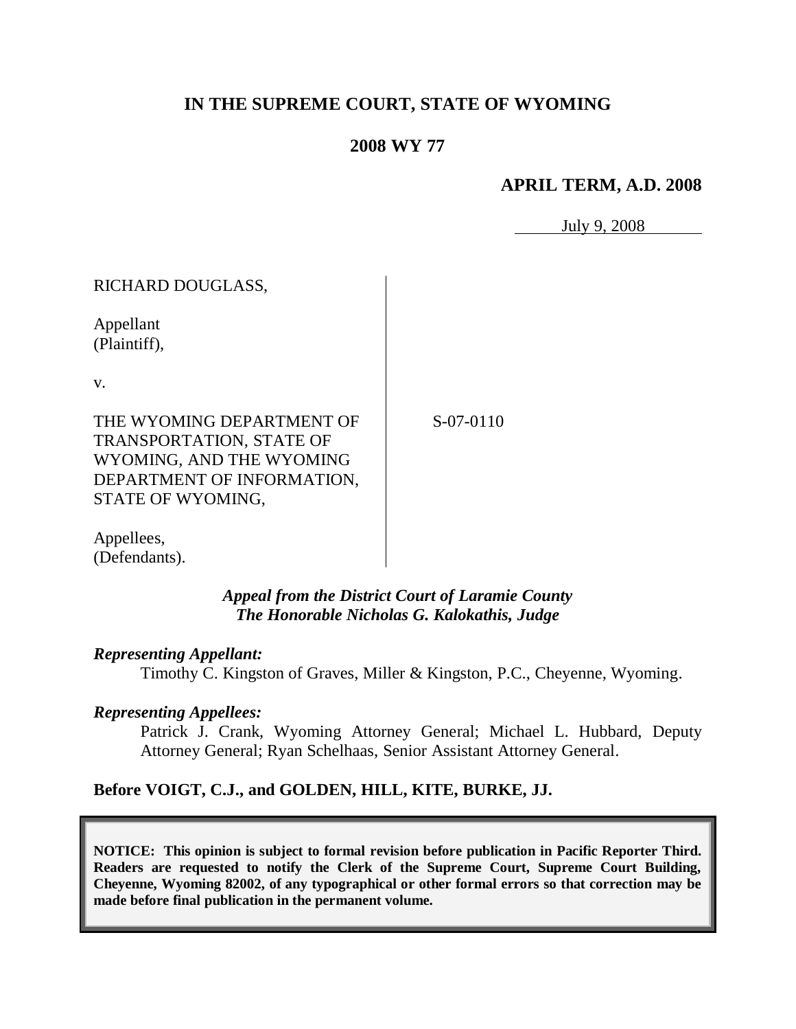# IN THE SUPREME COURT, STATE OF WYOMING

## 2008 WY 77

**APRIL TERM, A.D. 2008**

July 9, 2008

| | |
|---|---|
| RICHARD DOUGLASS,<br><br>Appellant<br>(Plaintiff),<br><br>v.<br><br>THE WYOMING DEPARTMENT OF TRANSPORTATION, STATE OF WYOMING, AND THE WYOMING DEPARTMENT OF INFORMATION, STATE OF WYOMING,<br><br>Appellees,<br>(Defendants). | S-07-0110 |

*Appeal from the District Court of Laramie County*
*The Honorable Nicholas G. Kalokathis, Judge*

***Representing Appellant:***

Timothy C. Kingston of Graves, Miller & Kingston, P.C., Cheyenne, Wyoming.

***Representing Appellees:***

Patrick J. Crank, Wyoming Attorney General; Michael L. Hubbard, Deputy Attorney General; Ryan Schelhaas, Senior Assistant Attorney General.

**Before VOIGT, C.J., and GOLDEN, HILL, KITE, BURKE, JJ.**

**NOTICE: This opinion is subject to formal revision before publication in Pacific Reporter Third. Readers are requested to notify the Clerk of the Supreme Court, Supreme Court Building, Cheyenne, Wyoming 82002, of any typographical or other formal errors so that correction may be made before final publication in the permanent volume.**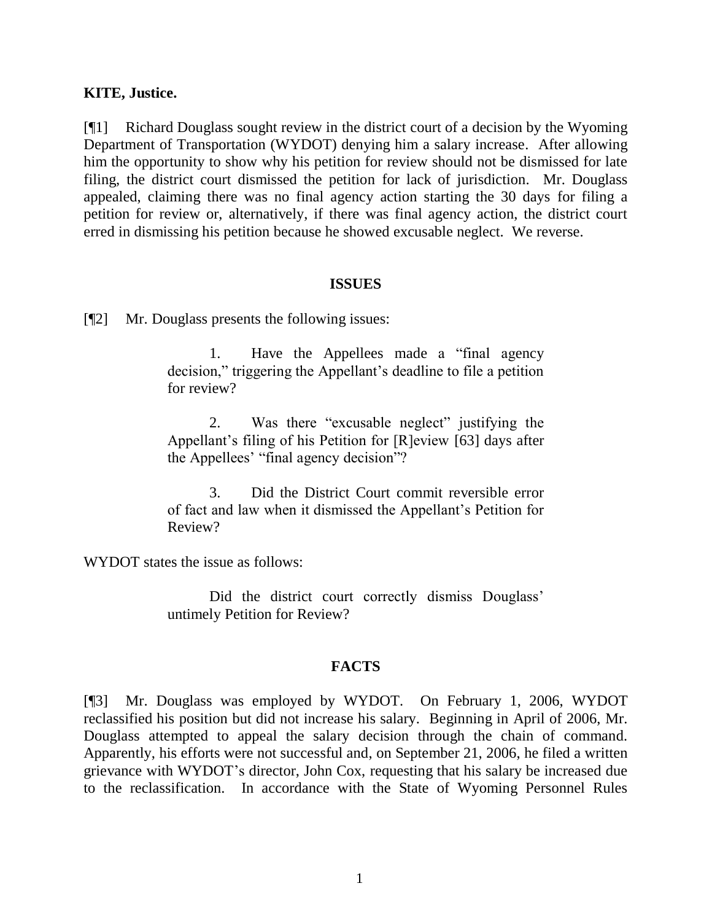**KITE, Justice.**

[¶1] Richard Douglass sought review in the district court of a decision by the Wyoming Department of Transportation (WYDOT) denying him a salary increase. After allowing him the opportunity to show why his petition for review should not be dismissed for late filing, the district court dismissed the petition for lack of jurisdiction. Mr. Douglass appealed, claiming there was no final agency action starting the 30 days for filing a petition for review or, alternatively, if there was final agency action, the district court erred in dismissing his petition because he showed excusable neglect. We reverse.

## ISSUES

[¶2] Mr. Douglass presents the following issues:

> 1. Have the Appellees made a "final agency decision," triggering the Appellant's deadline to file a petition for review?
>
> 2. Was there "excusable neglect" justifying the Appellant's filing of his Petition for [R]eview [63] days after the Appellees' "final agency decision"?
>
> 3. Did the District Court commit reversible error of fact and law when it dismissed the Appellant's Petition for Review?

WYDOT states the issue as follows:

> Did the district court correctly dismiss Douglass' untimely Petition for Review?

## FACTS

[¶3] Mr. Douglass was employed by WYDOT. On February 1, 2006, WYDOT reclassified his position but did not increase his salary. Beginning in April of 2006, Mr. Douglass attempted to appeal the salary decision through the chain of command. Apparently, his efforts were not successful and, on September 21, 2006, he filed a written grievance with WYDOT's director, John Cox, requesting that his salary be increased due to the reclassification. In accordance with the State of Wyoming Personnel Rules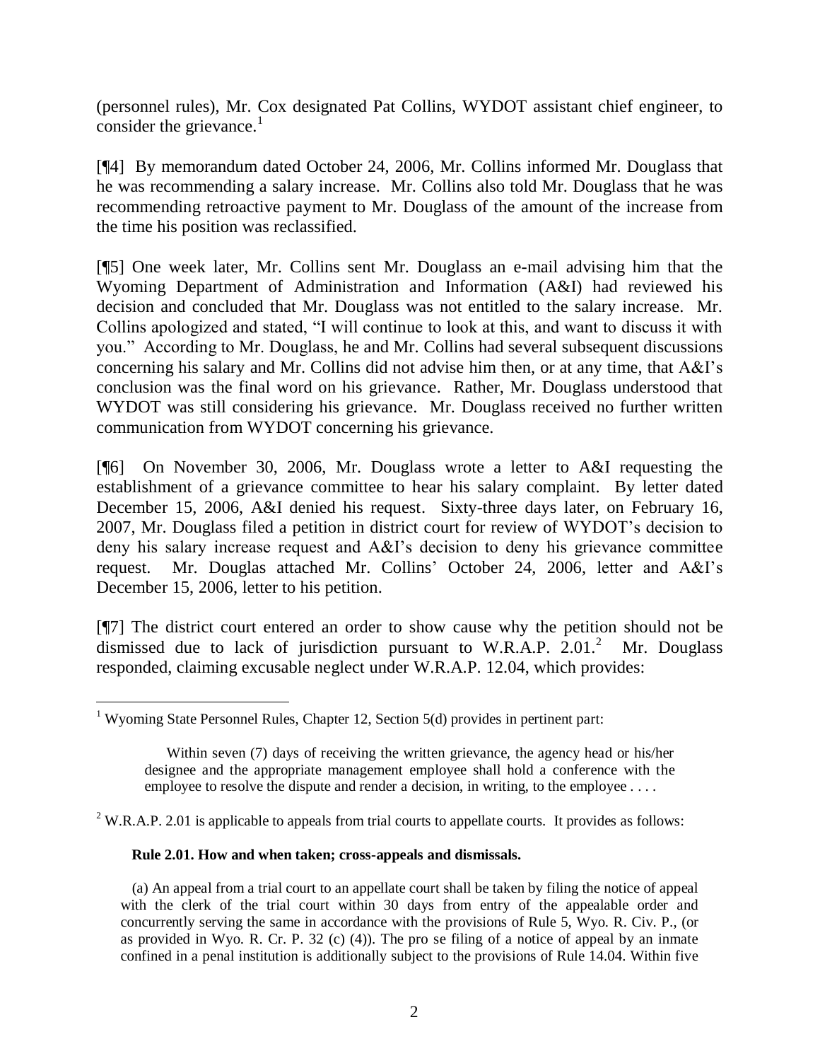(personnel rules), Mr. Cox designated Pat Collins, WYDOT assistant chief engineer, to consider the grievance.[1]

[¶4] By memorandum dated October 24, 2006, Mr. Collins informed Mr. Douglass that he was recommending a salary increase. Mr. Collins also told Mr. Douglass that he was recommending retroactive payment to Mr. Douglass of the amount of the increase from the time his position was reclassified.

[¶5] One week later, Mr. Collins sent Mr. Douglass an e-mail advising him that the Wyoming Department of Administration and Information (A&I) had reviewed his decision and concluded that Mr. Douglass was not entitled to the salary increase. Mr. Collins apologized and stated, "I will continue to look at this, and want to discuss it with you." According to Mr. Douglass, he and Mr. Collins had several subsequent discussions concerning his salary and Mr. Collins did not advise him then, or at any time, that A&I's conclusion was the final word on his grievance. Rather, Mr. Douglass understood that WYDOT was still considering his grievance. Mr. Douglass received no further written communication from WYDOT concerning his grievance.

[¶6] On November 30, 2006, Mr. Douglass wrote a letter to A&I requesting the establishment of a grievance committee to hear his salary complaint. By letter dated December 15, 2006, A&I denied his request. Sixty-three days later, on February 16, 2007, Mr. Douglass filed a petition in district court for review of WYDOT's decision to deny his salary increase request and A&I's decision to deny his grievance committee request. Mr. Douglas attached Mr. Collins' October 24, 2006, letter and A&I's December 15, 2006, letter to his petition.

[¶7] The district court entered an order to show cause why the petition should not be dismissed due to lack of jurisdiction pursuant to W.R.A.P. 2.01.[2] Mr. Douglass responded, claiming excusable neglect under W.R.A.P. 12.04, which provides:

---

[1] Wyoming State Personnel Rules, Chapter 12, Section 5(d) provides in pertinent part:

> Within seven (7) days of receiving the written grievance, the agency head or his/her designee and the appropriate management employee shall hold a conference with the employee to resolve the dispute and render a decision, in writing, to the employee . . . .

[2] W.R.A.P. 2.01 is applicable to appeals from trial courts to appellate courts. It provides as follows:

> **Rule 2.01. How and when taken; cross-appeals and dismissals.**
>
> (a) An appeal from a trial court to an appellate court shall be taken by filing the notice of appeal with the clerk of the trial court within 30 days from entry of the appealable order and concurrently serving the same in accordance with the provisions of Rule 5, Wyo. R. Civ. P., (or as provided in Wyo. R. Cr. P. 32 (c) (4)). The pro se filing of a notice of appeal by an inmate confined in a penal institution is additionally subject to the provisions of Rule 14.04. Within five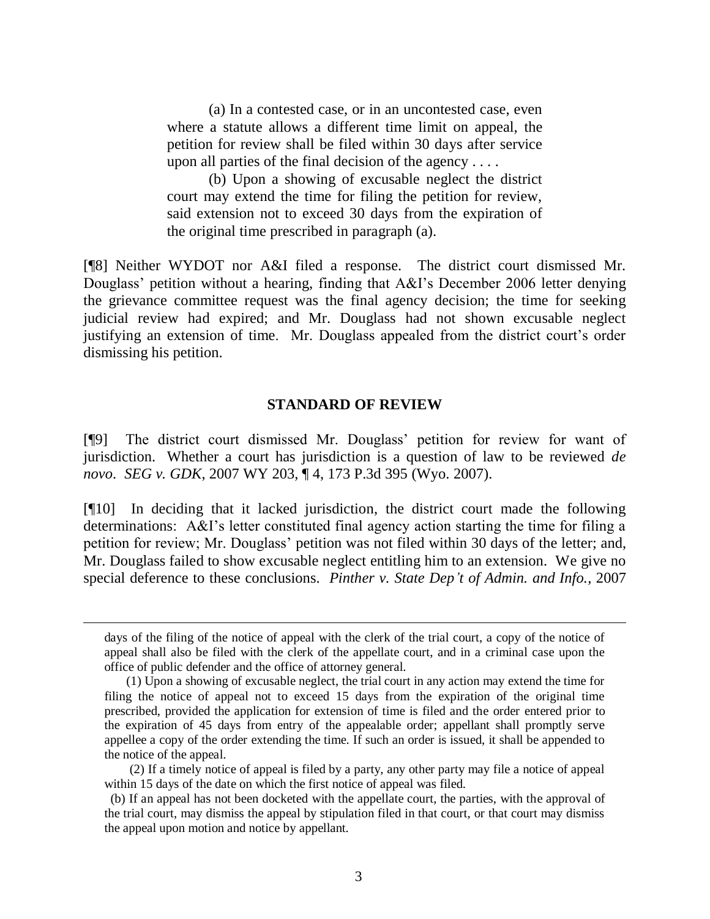> (a) In a contested case, or in an uncontested case, even where a statute allows a different time limit on appeal, the petition for review shall be filed within 30 days after service upon all parties of the final decision of the agency . . . .
>
> (b) Upon a showing of excusable neglect the district court may extend the time for filing the petition for review, said extension not to exceed 30 days from the expiration of the original time prescribed in paragraph (a).

[¶8] Neither WYDOT nor A&I filed a response. The district court dismissed Mr. Douglass' petition without a hearing, finding that A&I's December 2006 letter denying the grievance committee request was the final agency decision; the time for seeking judicial review had expired; and Mr. Douglass had not shown excusable neglect justifying an extension of time. Mr. Douglass appealed from the district court's order dismissing his petition.

## STANDARD OF REVIEW

[¶9] The district court dismissed Mr. Douglass' petition for review for want of jurisdiction. Whether a court has jurisdiction is a question of law to be reviewed *de novo*. *SEG v. GDK*, 2007 WY 203, ¶ 4, 173 P.3d 395 (Wyo. 2007).

[¶10] In deciding that it lacked jurisdiction, the district court made the following determinations: A&I's letter constituted final agency action starting the time for filing a petition for review; Mr. Douglass' petition was not filed within 30 days of the letter; and, Mr. Douglass failed to show excusable neglect entitling him to an extension. We give no special deference to these conclusions. *Pinther v. State Dep't of Admin. and Info.*, 2007

---

days of the filing of the notice of appeal with the clerk of the trial court, a copy of the notice of appeal shall also be filed with the clerk of the appellate court, and in a criminal case upon the office of public defender and the office of attorney general.

(1) Upon a showing of excusable neglect, the trial court in any action may extend the time for filing the notice of appeal not to exceed 15 days from the expiration of the original time prescribed, provided the application for extension of time is filed and the order entered prior to the expiration of 45 days from entry of the appealable order; appellant shall promptly serve appellee a copy of the order extending the time. If such an order is issued, it shall be appended to the notice of the appeal.

(2) If a timely notice of appeal is filed by a party, any other party may file a notice of appeal within 15 days of the date on which the first notice of appeal was filed.

(b) If an appeal has not been docketed with the appellate court, the parties, with the approval of the trial court, may dismiss the appeal by stipulation filed in that court, or that court may dismiss the appeal upon motion and notice by appellant.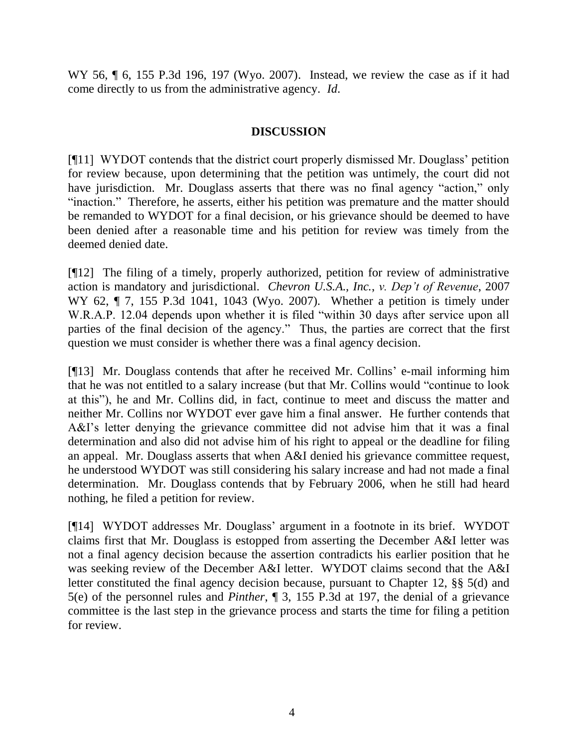WY 56, ¶ 6, 155 P.3d 196, 197 (Wyo. 2007). Instead, we review the case as if it had come directly to us from the administrative agency. *Id*.

## DISCUSSION

[¶11] WYDOT contends that the district court properly dismissed Mr. Douglass' petition for review because, upon determining that the petition was untimely, the court did not have jurisdiction. Mr. Douglass asserts that there was no final agency "action," only "inaction." Therefore, he asserts, either his petition was premature and the matter should be remanded to WYDOT for a final decision, or his grievance should be deemed to have been denied after a reasonable time and his petition for review was timely from the deemed denied date.

[¶12] The filing of a timely, properly authorized, petition for review of administrative action is mandatory and jurisdictional. *Chevron U.S.A., Inc., v. Dep't of Revenue*, 2007 WY 62, ¶ 7, 155 P.3d 1041, 1043 (Wyo. 2007). Whether a petition is timely under W.R.A.P. 12.04 depends upon whether it is filed "within 30 days after service upon all parties of the final decision of the agency." Thus, the parties are correct that the first question we must consider is whether there was a final agency decision.

[¶13] Mr. Douglass contends that after he received Mr. Collins' e-mail informing him that he was not entitled to a salary increase (but that Mr. Collins would "continue to look at this"), he and Mr. Collins did, in fact, continue to meet and discuss the matter and neither Mr. Collins nor WYDOT ever gave him a final answer. He further contends that A&I's letter denying the grievance committee did not advise him that it was a final determination and also did not advise him of his right to appeal or the deadline for filing an appeal. Mr. Douglass asserts that when A&I denied his grievance committee request, he understood WYDOT was still considering his salary increase and had not made a final determination. Mr. Douglass contends that by February 2006, when he still had heard nothing, he filed a petition for review.

[¶14] WYDOT addresses Mr. Douglass' argument in a footnote in its brief. WYDOT claims first that Mr. Douglass is estopped from asserting the December A&I letter was not a final agency decision because the assertion contradicts his earlier position that he was seeking review of the December A&I letter. WYDOT claims second that the A&I letter constituted the final agency decision because, pursuant to Chapter 12, §§ 5(d) and 5(e) of the personnel rules and *Pinther*, ¶ 3, 155 P.3d at 197, the denial of a grievance committee is the last step in the grievance process and starts the time for filing a petition for review.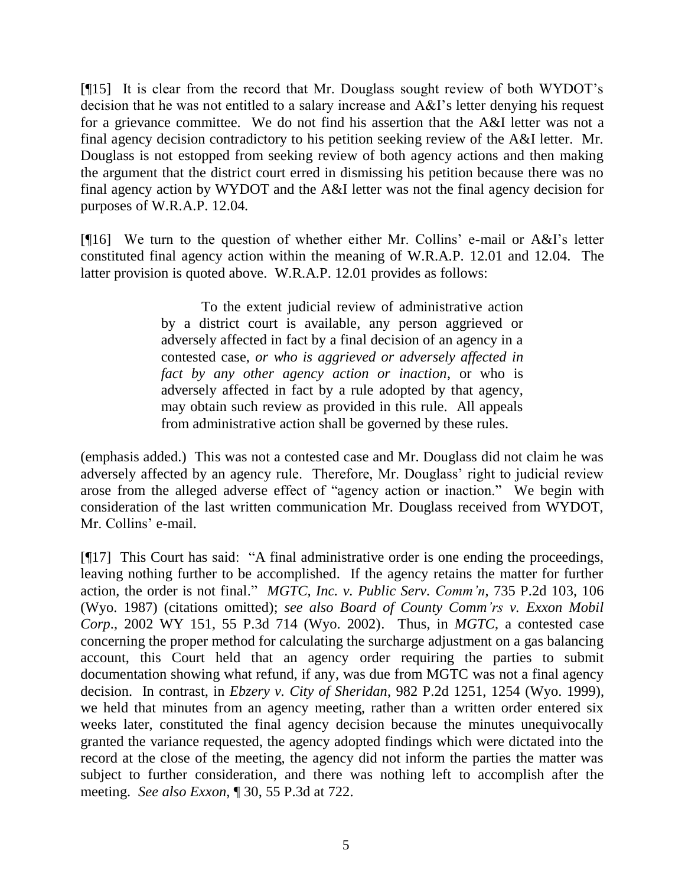[¶15] It is clear from the record that Mr. Douglass sought review of both WYDOT's decision that he was not entitled to a salary increase and A&I's letter denying his request for a grievance committee. We do not find his assertion that the A&I letter was not a final agency decision contradictory to his petition seeking review of the A&I letter. Mr. Douglass is not estopped from seeking review of both agency actions and then making the argument that the district court erred in dismissing his petition because there was no final agency action by WYDOT and the A&I letter was not the final agency decision for purposes of W.R.A.P. 12.04.

[¶16] We turn to the question of whether either Mr. Collins' e-mail or A&I's letter constituted final agency action within the meaning of W.R.A.P. 12.01 and 12.04. The latter provision is quoted above. W.R.A.P. 12.01 provides as follows:

> To the extent judicial review of administrative action by a district court is available, any person aggrieved or adversely affected in fact by a final decision of an agency in a contested case, *or who is aggrieved or adversely affected in fact by any other agency action or inaction*, or who is adversely affected in fact by a rule adopted by that agency, may obtain such review as provided in this rule. All appeals from administrative action shall be governed by these rules.

(emphasis added.) This was not a contested case and Mr. Douglass did not claim he was adversely affected by an agency rule. Therefore, Mr. Douglass' right to judicial review arose from the alleged adverse effect of "agency action or inaction." We begin with consideration of the last written communication Mr. Douglass received from WYDOT, Mr. Collins' e-mail.

[¶17] This Court has said: "A final administrative order is one ending the proceedings, leaving nothing further to be accomplished. If the agency retains the matter for further action, the order is not final." *MGTC, Inc. v. Public Serv. Comm'n*, 735 P.2d 103, 106 (Wyo. 1987) (citations omitted); *see also Board of County Comm'rs v. Exxon Mobil Corp.*, 2002 WY 151, 55 P.3d 714 (Wyo. 2002). Thus, in *MGTC*, a contested case concerning the proper method for calculating the surcharge adjustment on a gas balancing account, this Court held that an agency order requiring the parties to submit documentation showing what refund, if any, was due from MGTC was not a final agency decision. In contrast, in *Ebzery v. City of Sheridan*, 982 P.2d 1251, 1254 (Wyo. 1999), we held that minutes from an agency meeting, rather than a written order entered six weeks later, constituted the final agency decision because the minutes unequivocally granted the variance requested, the agency adopted findings which were dictated into the record at the close of the meeting, the agency did not inform the parties the matter was subject to further consideration, and there was nothing left to accomplish after the meeting. *See also Exxon*, ¶ 30, 55 P.3d at 722.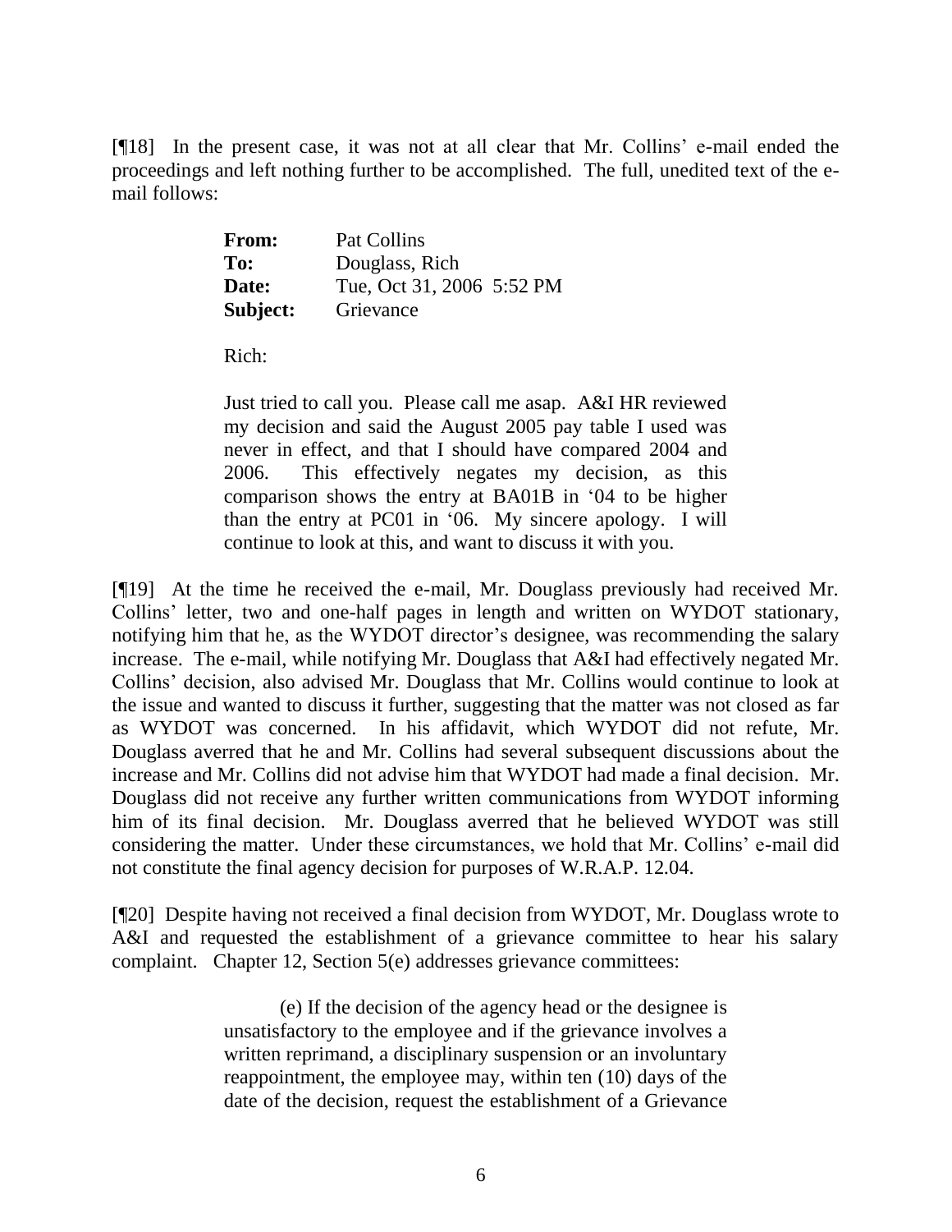[¶18] In the present case, it was not at all clear that Mr. Collins' e-mail ended the proceedings and left nothing further to be accomplished. The full, unedited text of the e-mail follows:

> **From:** Pat Collins
> **To:** Douglass, Rich
> **Date:** Tue, Oct 31, 2006 5:52 PM
> **Subject:** Grievance
>
> Rich:
>
> Just tried to call you. Please call me asap. A&I HR reviewed my decision and said the August 2005 pay table I used was never in effect, and that I should have compared 2004 and 2006. This effectively negates my decision, as this comparison shows the entry at BA01B in '04 to be higher than the entry at PC01 in '06. My sincere apology. I will continue to look at this, and want to discuss it with you.

[¶19] At the time he received the e-mail, Mr. Douglass previously had received Mr. Collins' letter, two and one-half pages in length and written on WYDOT stationary, notifying him that he, as the WYDOT director's designee, was recommending the salary increase. The e-mail, while notifying Mr. Douglass that A&I had effectively negated Mr. Collins' decision, also advised Mr. Douglass that Mr. Collins would continue to look at the issue and wanted to discuss it further, suggesting that the matter was not closed as far as WYDOT was concerned. In his affidavit, which WYDOT did not refute, Mr. Douglass averred that he and Mr. Collins had several subsequent discussions about the increase and Mr. Collins did not advise him that WYDOT had made a final decision. Mr. Douglass did not receive any further written communications from WYDOT informing him of its final decision. Mr. Douglass averred that he believed WYDOT was still considering the matter. Under these circumstances, we hold that Mr. Collins' e-mail did not constitute the final agency decision for purposes of W.R.A.P. 12.04.

[¶20] Despite having not received a final decision from WYDOT, Mr. Douglass wrote to A&I and requested the establishment of a grievance committee to hear his salary complaint. Chapter 12, Section 5(e) addresses grievance committees:

> (e) If the decision of the agency head or the designee is unsatisfactory to the employee and if the grievance involves a written reprimand, a disciplinary suspension or an involuntary reappointment, the employee may, within ten (10) days of the date of the decision, request the establishment of a Grievance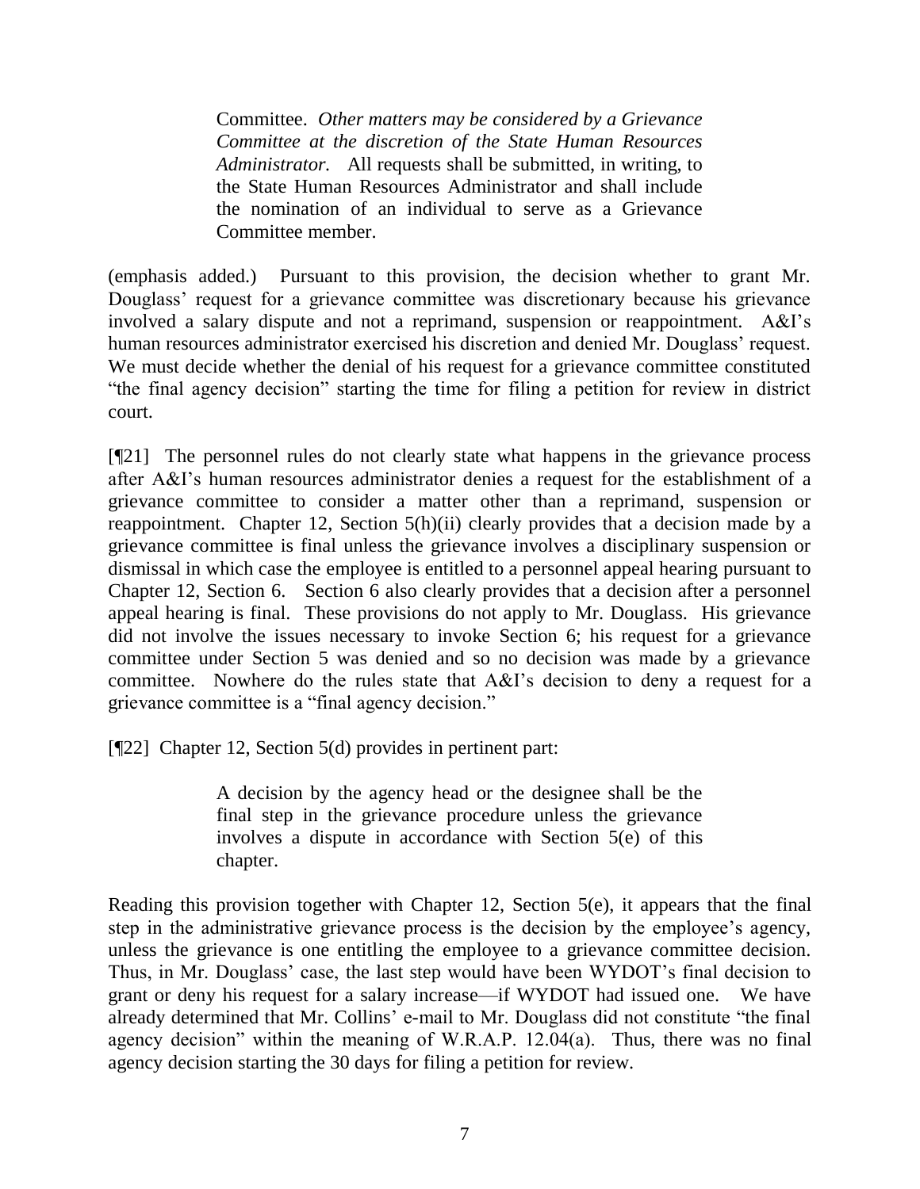> Committee. *Other matters may be considered by a Grievance Committee at the discretion of the State Human Resources Administrator.* All requests shall be submitted, in writing, to the State Human Resources Administrator and shall include the nomination of an individual to serve as a Grievance Committee member.

(emphasis added.) Pursuant to this provision, the decision whether to grant Mr. Douglass' request for a grievance committee was discretionary because his grievance involved a salary dispute and not a reprimand, suspension or reappointment. A&I's human resources administrator exercised his discretion and denied Mr. Douglass' request. We must decide whether the denial of his request for a grievance committee constituted "the final agency decision" starting the time for filing a petition for review in district court.

[¶21] The personnel rules do not clearly state what happens in the grievance process after A&I's human resources administrator denies a request for the establishment of a grievance committee to consider a matter other than a reprimand, suspension or reappointment. Chapter 12, Section 5(h)(ii) clearly provides that a decision made by a grievance committee is final unless the grievance involves a disciplinary suspension or dismissal in which case the employee is entitled to a personnel appeal hearing pursuant to Chapter 12, Section 6. Section 6 also clearly provides that a decision after a personnel appeal hearing is final. These provisions do not apply to Mr. Douglass. His grievance did not involve the issues necessary to invoke Section 6; his request for a grievance committee under Section 5 was denied and so no decision was made by a grievance committee. Nowhere do the rules state that A&I's decision to deny a request for a grievance committee is a "final agency decision."

[¶22] Chapter 12, Section 5(d) provides in pertinent part:

> A decision by the agency head or the designee shall be the final step in the grievance procedure unless the grievance involves a dispute in accordance with Section 5(e) of this chapter.

Reading this provision together with Chapter 12, Section 5(e), it appears that the final step in the administrative grievance process is the decision by the employee's agency, unless the grievance is one entitling the employee to a grievance committee decision. Thus, in Mr. Douglass' case, the last step would have been WYDOT's final decision to grant or deny his request for a salary increase—if WYDOT had issued one. We have already determined that Mr. Collins' e-mail to Mr. Douglass did not constitute "the final agency decision" within the meaning of W.R.A.P. 12.04(a). Thus, there was no final agency decision starting the 30 days for filing a petition for review.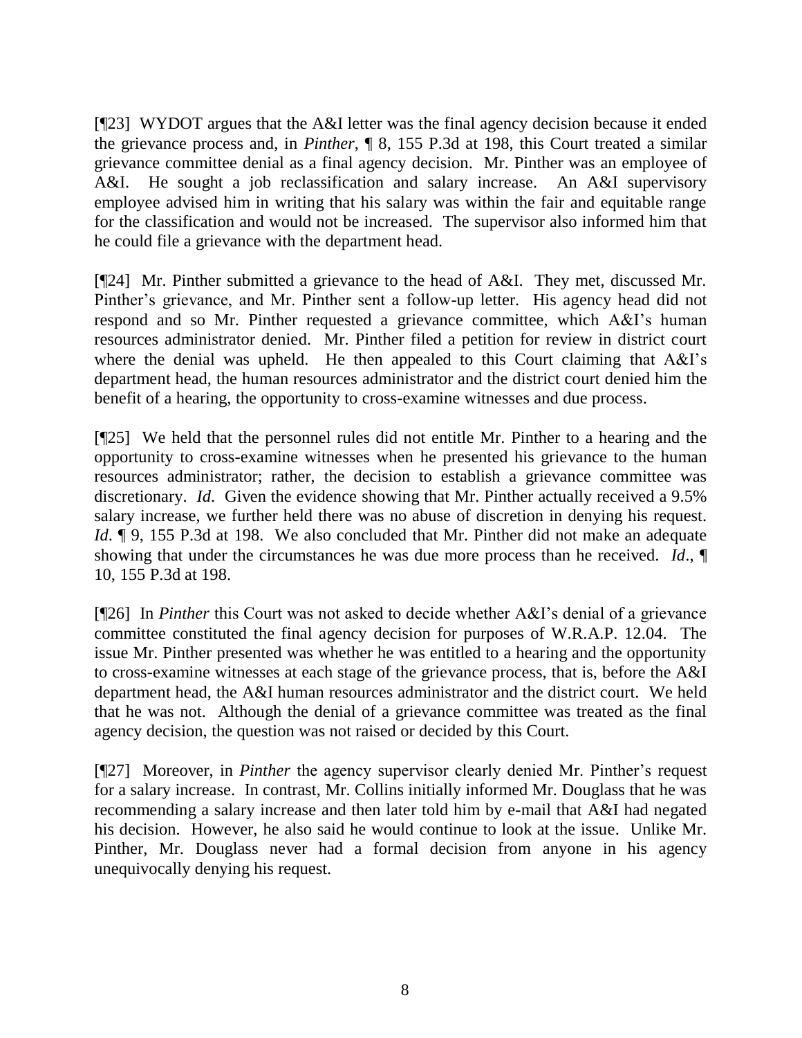[¶23] WYDOT argues that the A&I letter was the final agency decision because it ended the grievance process and, in *Pinther*, ¶ 8, 155 P.3d at 198, this Court treated a similar grievance committee denial as a final agency decision. Mr. Pinther was an employee of A&I. He sought a job reclassification and salary increase. An A&I supervisory employee advised him in writing that his salary was within the fair and equitable range for the classification and would not be increased. The supervisor also informed him that he could file a grievance with the department head.

[¶24] Mr. Pinther submitted a grievance to the head of A&I. They met, discussed Mr. Pinther's grievance, and Mr. Pinther sent a follow-up letter. His agency head did not respond and so Mr. Pinther requested a grievance committee, which A&I's human resources administrator denied. Mr. Pinther filed a petition for review in district court where the denial was upheld. He then appealed to this Court claiming that A&I's department head, the human resources administrator and the district court denied him the benefit of a hearing, the opportunity to cross-examine witnesses and due process.

[¶25] We held that the personnel rules did not entitle Mr. Pinther to a hearing and the opportunity to cross-examine witnesses when he presented his grievance to the human resources administrator; rather, the decision to establish a grievance committee was discretionary. *Id*. Given the evidence showing that Mr. Pinther actually received a 9.5% salary increase, we further held there was no abuse of discretion in denying his request. *Id*. ¶ 9, 155 P.3d at 198. We also concluded that Mr. Pinther did not make an adequate showing that under the circumstances he was due more process than he received. *Id*., ¶ 10, 155 P.3d at 198.

[¶26] In *Pinther* this Court was not asked to decide whether A&I's denial of a grievance committee constituted the final agency decision for purposes of W.R.A.P. 12.04. The issue Mr. Pinther presented was whether he was entitled to a hearing and the opportunity to cross-examine witnesses at each stage of the grievance process, that is, before the A&I department head, the A&I human resources administrator and the district court. We held that he was not. Although the denial of a grievance committee was treated as the final agency decision, the question was not raised or decided by this Court.

[¶27] Moreover, in *Pinther* the agency supervisor clearly denied Mr. Pinther's request for a salary increase. In contrast, Mr. Collins initially informed Mr. Douglass that he was recommending a salary increase and then later told him by e-mail that A&I had negated his decision. However, he also said he would continue to look at the issue. Unlike Mr. Pinther, Mr. Douglass never had a formal decision from anyone in his agency unequivocally denying his request.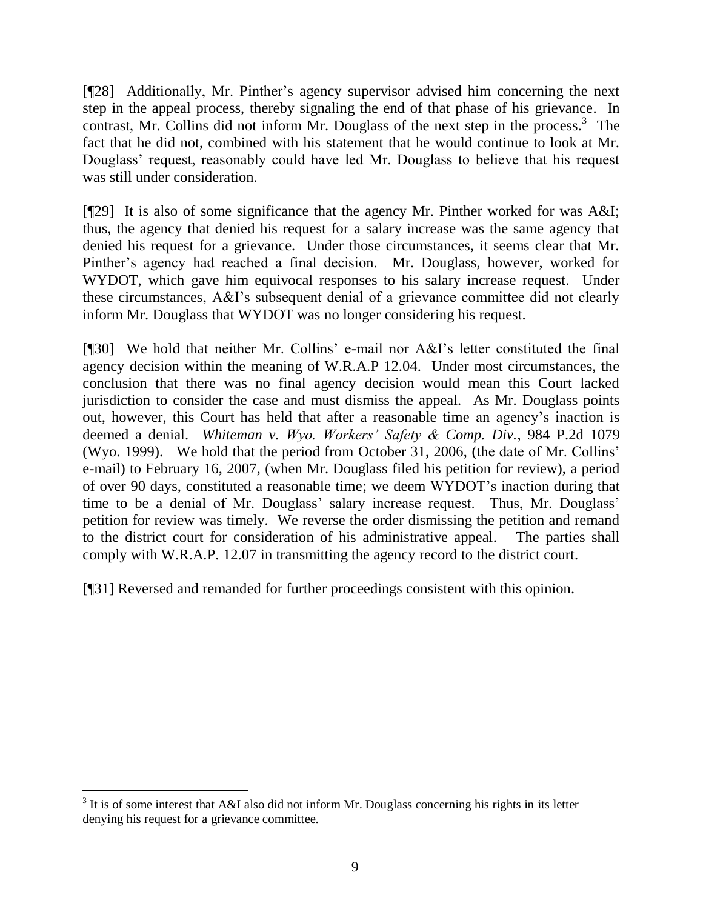[¶28] Additionally, Mr. Pinther's agency supervisor advised him concerning the next step in the appeal process, thereby signaling the end of that phase of his grievance. In contrast, Mr. Collins did not inform Mr. Douglass of the next step in the process.[3] The fact that he did not, combined with his statement that he would continue to look at Mr. Douglass' request, reasonably could have led Mr. Douglass to believe that his request was still under consideration.

[¶29] It is also of some significance that the agency Mr. Pinther worked for was A&I; thus, the agency that denied his request for a salary increase was the same agency that denied his request for a grievance. Under those circumstances, it seems clear that Mr. Pinther's agency had reached a final decision. Mr. Douglass, however, worked for WYDOT, which gave him equivocal responses to his salary increase request. Under these circumstances, A&I's subsequent denial of a grievance committee did not clearly inform Mr. Douglass that WYDOT was no longer considering his request.

[¶30] We hold that neither Mr. Collins' e-mail nor A&I's letter constituted the final agency decision within the meaning of W.R.A.P 12.04. Under most circumstances, the conclusion that there was no final agency decision would mean this Court lacked jurisdiction to consider the case and must dismiss the appeal. As Mr. Douglass points out, however, this Court has held that after a reasonable time an agency's inaction is deemed a denial. *Whiteman v. Wyo. Workers' Safety & Comp. Div.*, 984 P.2d 1079 (Wyo. 1999). We hold that the period from October 31, 2006, (the date of Mr. Collins' e-mail) to February 16, 2007, (when Mr. Douglass filed his petition for review), a period of over 90 days, constituted a reasonable time; we deem WYDOT's inaction during that time to be a denial of Mr. Douglass' salary increase request. Thus, Mr. Douglass' petition for review was timely. We reverse the order dismissing the petition and remand to the district court for consideration of his administrative appeal. The parties shall comply with W.R.A.P. 12.07 in transmitting the agency record to the district court.

[¶31] Reversed and remanded for further proceedings consistent with this opinion.

---

[3] It is of some interest that A&I also did not inform Mr. Douglass concerning his rights in its letter denying his request for a grievance committee.